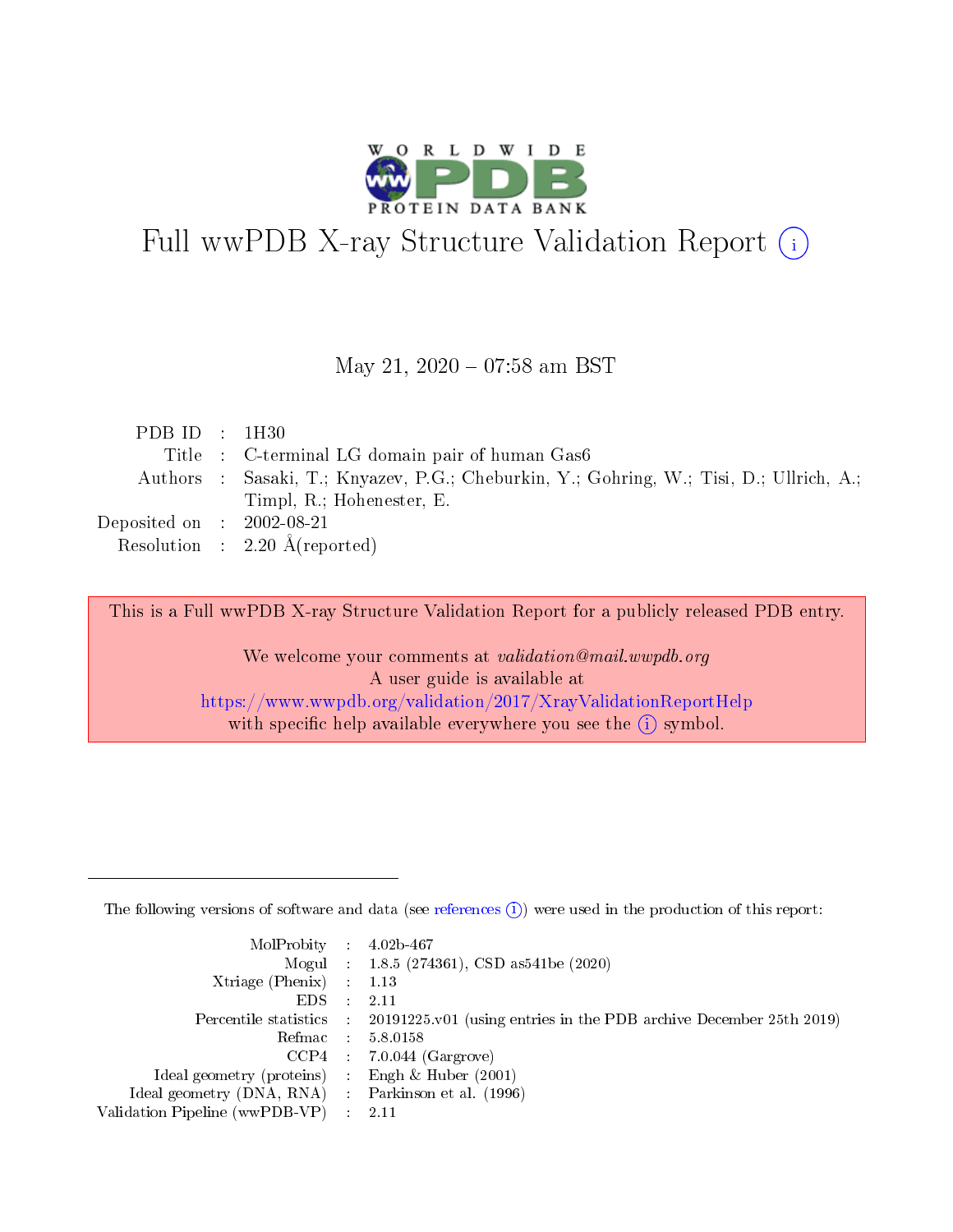# Full wwPDB X-ray Structure Validation Report (i)

May 21, 2020 – 07:58 am BST

| | | |
|---|---|---|
| PDB ID | : | 1H30 |
| Title | : | C-terminal LG domain pair of human Gas6 |
| Authors | : | Sasaki, T.; Knyazev, P.G.; Cheburkin, Y.; Gohring, W.; Tisi, D.; Ullrich, A.; Timpl, R.; Hohenester, E. |
| Deposited on | : | 2002-08-21 |
| Resolution | : | 2.20 Å(reported) |

This is a Full wwPDB X-ray Structure Validation Report for a publicly released PDB entry.

We welcome your comments at *validation@mail.wwpdb.org*
A user guide is available at
https://www.wwpdb.org/validation/2017/XrayValidationReportHelp
with specific help available everywhere you see the (i) symbol.

---

The following versions of software and data (see references (i)) were used in the production of this report:

| | | |
|---|---|---|
| MolProbity | : | 4.02b-467 |
| Mogul | : | 1.8.5 (274361), CSD as541be (2020) |
| Xtriage (Phenix) | : | 1.13 |
| EDS | : | 2.11 |
| Percentile statistics | : | 20191225.v01 (using entries in the PDB archive December 25th 2019) |
| Refmac | : | 5.8.0158 |
| CCP4 | : | 7.0.044 (Gargrove) |
| Ideal geometry (proteins) | : | Engh & Huber (2001) |
| Ideal geometry (DNA, RNA) | : | Parkinson et al. (1996) |
| Validation Pipeline (wwPDB-VP) | : | 2.11 |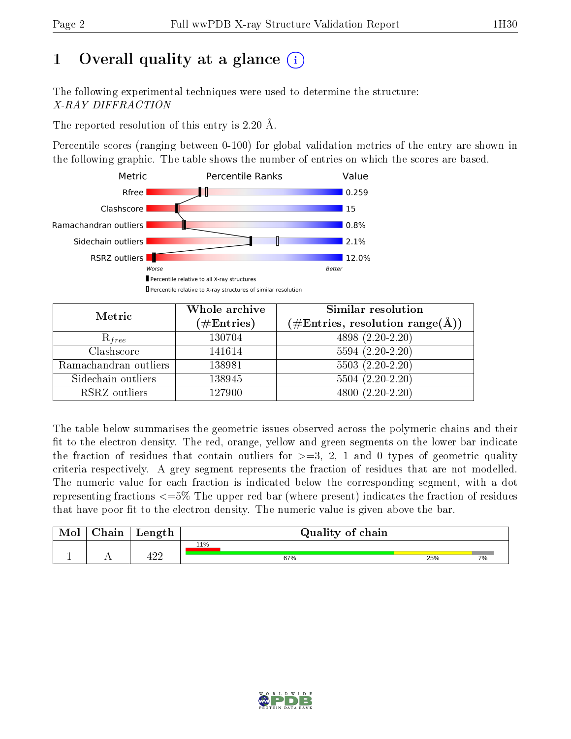# 1 Overall quality at a glance

The following experimental techniques were used to determine the structure:
*X-RAY DIFFRACTION*

The reported resolution of this entry is 2.20 Å.

Percentile scores (ranging between 0-100) for global validation metrics of the entry are shown in the following graphic. The table shows the number of entries on which the scores are based.

| Metric | Value |
|---|---|
| Rfree | 0.259 |
| Clashscore | 15 |
| Ramachandran outliers | 0.8% |
| Sidechain outliers | 2.1% |
| RSRZ outliers | 12.0% |

Worse — Better

Percentile relative to all X-ray structures

Percentile relative to X-ray structures of similar resolution

| Metric | Whole archive (#Entries) | Similar resolution (#Entries, resolution range(Å)) |
|---|---|---|
| $R_{free}$ | 130704 | 4898 (2.20-2.20) |
| Clashscore | 141614 | 5594 (2.20-2.20) |
| Ramachandran outliers | 138981 | 5503 (2.20-2.20) |
| Sidechain outliers | 138945 | 5504 (2.20-2.20) |
| RSRZ outliers | 127900 | 4800 (2.20-2.20) |

The table below summarises the geometric issues observed across the polymeric chains and their fit to the electron density. The red, orange, yellow and green segments on the lower bar indicate the fraction of residues that contain outliers for >=3, 2, 1 and 0 types of geometric quality criteria respectively. A grey segment represents the fraction of residues that are not modelled. The numeric value for each fraction is indicated below the corresponding segment, with a dot representing fractions <=5% The upper red bar (where present) indicates the fraction of residues that have poor fit to the electron density. The numeric value is given above the bar.

| Mol | Chain | Length | Quality of chain |
|---|---|---|---|
| 1 | A | 422 | 11% (poor fit); 67% green, 25% yellow, 7% grey |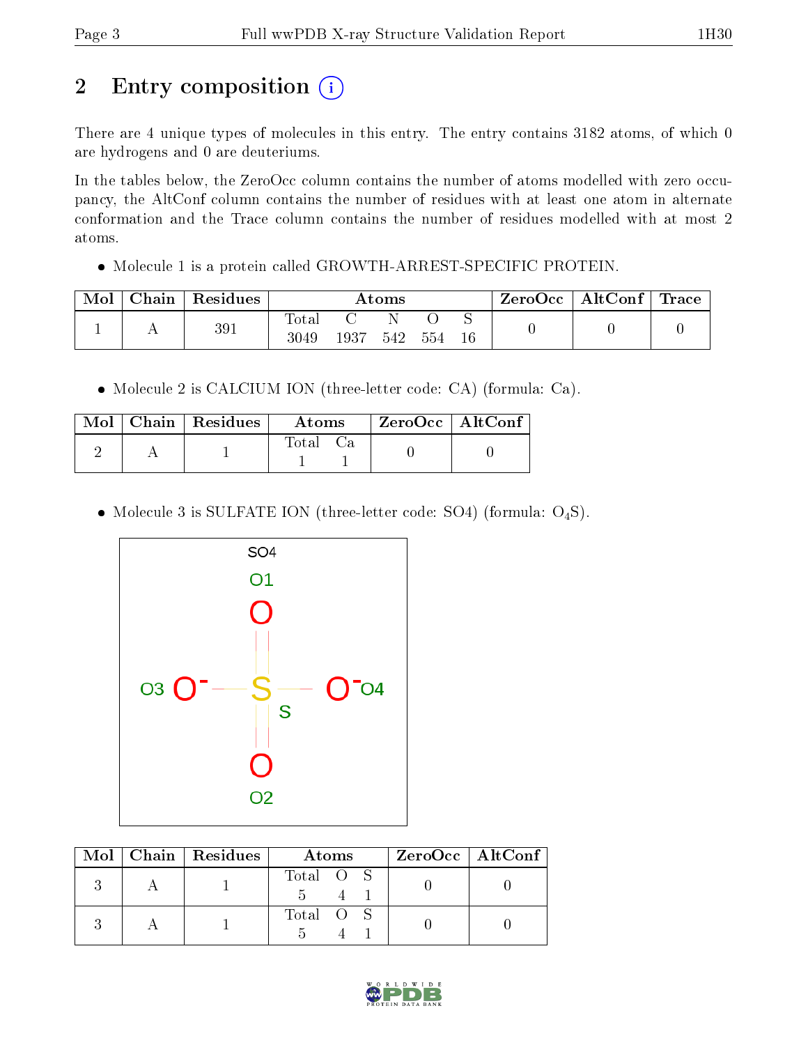# 2 Entry composition (i)

There are 4 unique types of molecules in this entry. The entry contains 3182 atoms, of which 0 are hydrogens and 0 are deuteriums.

In the tables below, the ZeroOcc column contains the number of atoms modelled with zero occupancy, the AltConf column contains the number of residues with at least one atom in alternate conformation and the Trace column contains the number of residues modelled with at most 2 atoms.

- Molecule 1 is a protein called GROWTH-ARREST-SPECIFIC PROTEIN.

| Mol | Chain | Residues | Atoms | | | | | ZeroOcc | AltConf | Trace |
|---|---|---|---|---|---|---|---|---|---|---|
| 1 | A | 391 | Total<br>3049 | C<br>1937 | N<br>542 | O<br>554 | S<br>16 | 0 | 0 | 0 |

- Molecule 2 is CALCIUM ION (three-letter code: CA) (formula: Ca).

| Mol | Chain | Residues | Atoms | | ZeroOcc | AltConf |
|---|---|---|---|---|---|---|
| 2 | A | 1 | Total<br>1 | Ca<br>1 | 0 | 0 |

- Molecule 3 is SULFATE ION (three-letter code: SO4) (formula: $O_4S$).

| Mol | Chain | Residues | Atoms | | | ZeroOcc | AltConf |
|---|---|---|---|---|---|---|---|
| 3 | A | 1 | Total<br>5 | O<br>4 | S<br>1 | 0 | 0 |
| 3 | A | 1 | Total<br>5 | O<br>4 | S<br>1 | 0 | 0 |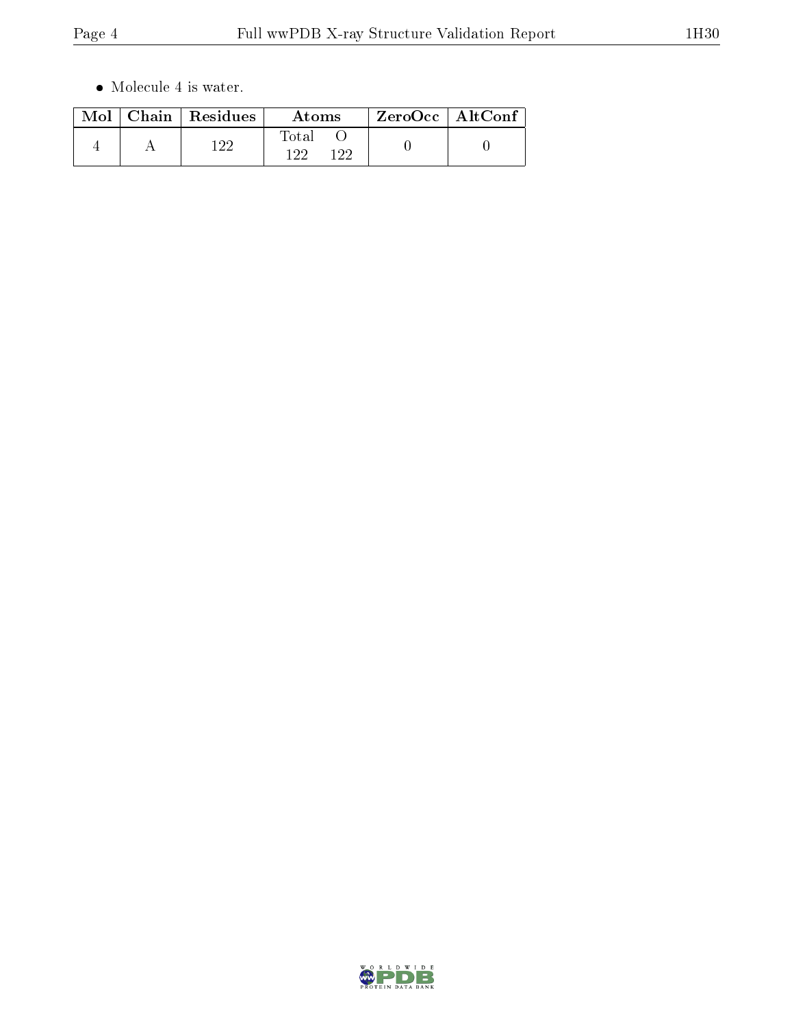- Molecule 4 is water.

| Mol | Chain | Residues | Atoms | | ZeroOcc | AltConf |
|---|---|---|---|---|---|---|
| | | | Total | O | | |
| 4 | A | 122 | 122 | 122 | 0 | 0 |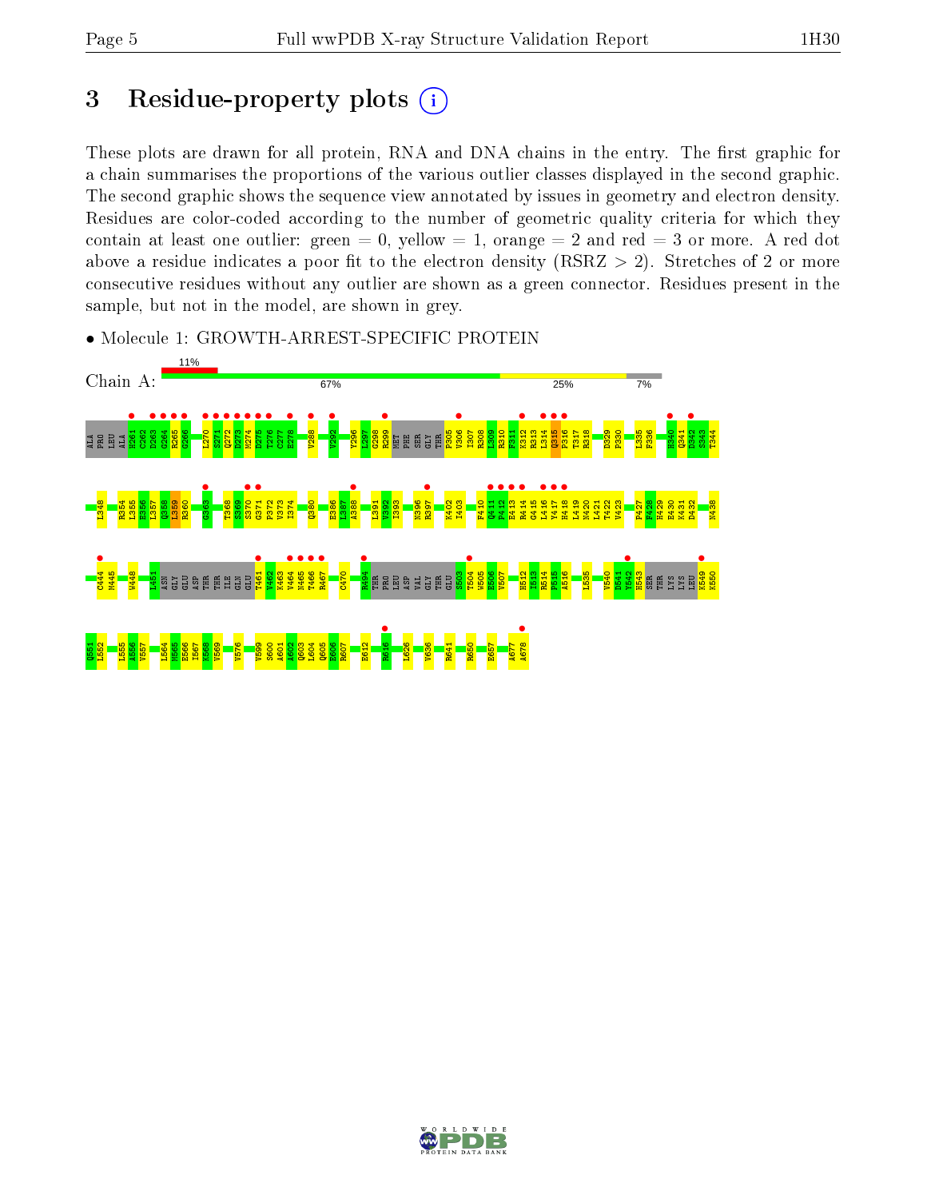# 3 Residue-property plots

These plots are drawn for all protein, RNA and DNA chains in the entry. The first graphic for a chain summarises the proportions of the various outlier classes displayed in the second graphic. The second graphic shows the sequence view annotated by issues in geometry and electron density. Residues are color-coded according to the number of geometric quality criteria for which they contain at least one outlier: green = 0, yellow = 1, orange = 2 and red = 3 or more. A red dot above a residue indicates a poor fit to the electron density (RSRZ > 2). Stretches of 2 or more consecutive residues without any outlier are shown as a green connector. Residues present in the sample, but not in the model, are shown in grey.

- Molecule 1: GROWTH-ARREST-SPECIFIC PROTEIN

Chain A: 11% | 67% | 25% | 7%

ALA PHE LEU ALA N261 C262 D263 G264 R265 G266 L270 S271 Q272 D273 M274 D275 F276 C277 E278 V288 V292 Y296 L297 G298 R299 MET PHE SER GLY THR P305 V306 I307 R308 R309 R310 P311 K312 R313 L314 Q315 P316 T317 R318 D329 P330 L335 F336 H340 Q341 D342 S343 T344 L348 R354 L355 E356 L357 Q358 L359 R360 G363 T368 S369 S370 G371 P372 V373 I374 Q380 E386 L387 A388 L391 V392 I393 N396 R397 K402 I403 F410 Q411 P412 E413 R414 G415 L416 Y417 H418 L419 N420 L421 T422 V423 P427 F428 H429 E430 K431 D432 N438 C444 M445 W448 I451 ASN GLY GLU ASP THR THR ILE GLN GLU T461 V462 K463 V464 N465 T466 R467 C470 R494 THR PRO LEU ASP VAL GLY THR GLU S503 I504 W505 E506 V507 H512 I513 R514 F515 A516 L535 V540 D541 Y542 H543 SER THR LYS LYS LEU K549 K550 Q551 L552 L555 A556 V557 L564 M565 E566 I567 K568 V569 V576 V599 S600 A601 A602 Q603 L604 Q605 E606 R607 E612 R616 L626 V636 R641 R650 E657 A677 A678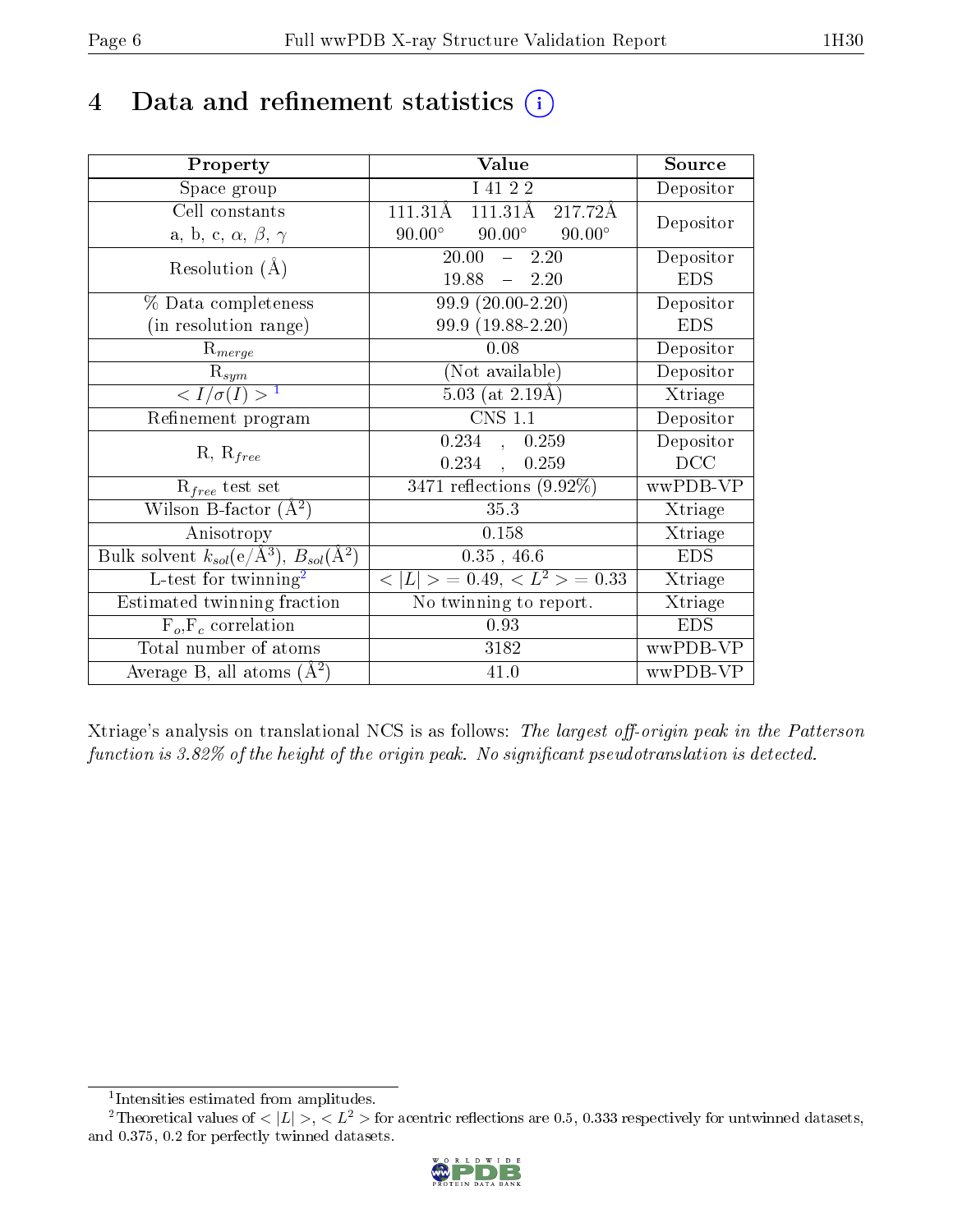# 4 Data and refinement statistics (i)

| Property | Value | Source |
|---|---|---|
| Space group | I 41 2 2 | Depositor |
| Cell constants<br>a, b, c, $\alpha$, $\beta$, $\gamma$ | 111.31Å 111.31Å 217.72Å<br>90.00° 90.00° 90.00° | Depositor |
| Resolution (Å) | 20.00 – 2.20<br>19.88 – 2.20 | Depositor<br>EDS |
| % Data completeness<br>(in resolution range) | 99.9 (20.00-2.20)<br>99.9 (19.88-2.20) | Depositor<br>EDS |
| $R_{merge}$ | 0.08 | Depositor |
| $R_{sym}$ | (Not available) | Depositor |
| $< I/\sigma(I) >$ [1] | 5.03 (at 2.19Å) | Xtriage |
| Refinement program | CNS 1.1 | Depositor |
| R, $R_{free}$ | 0.234 , 0.259<br>0.234 , 0.259 | Depositor<br>DCC |
| $R_{free}$ test set | 3471 reflections (9.92%) | wwPDB-VP |
| Wilson B-factor (Å$^2$) | 35.3 | Xtriage |
| Anisotropy | 0.158 | Xtriage |
| Bulk solvent $k_{sol}$(e/Å$^3$), $B_{sol}$(Å$^2$) | 0.35 , 46.6 | EDS |
| L-test for twinning[2] | $< \|L\| > = 0.49$, $< L^2 > = 0.33$ | Xtriage |
| Estimated twinning fraction | No twinning to report. | Xtriage |
| $F_o$,$F_c$ correlation | 0.93 | EDS |
| Total number of atoms | 3182 | wwPDB-VP |
| Average B, all atoms (Å$^2$) | 41.0 | wwPDB-VP |

Xtriage's analysis on translational NCS is as follows: *The largest off-origin peak in the Patterson function is 3.82% of the height of the origin peak. No significant pseudotranslation is detected.*

[1] Intensities estimated from amplitudes.

[2] Theoretical values of $< |L| >$, $< L^2 >$ for acentric reflections are 0.5, 0.333 respectively for untwinned datasets, and 0.375, 0.2 for perfectly twinned datasets.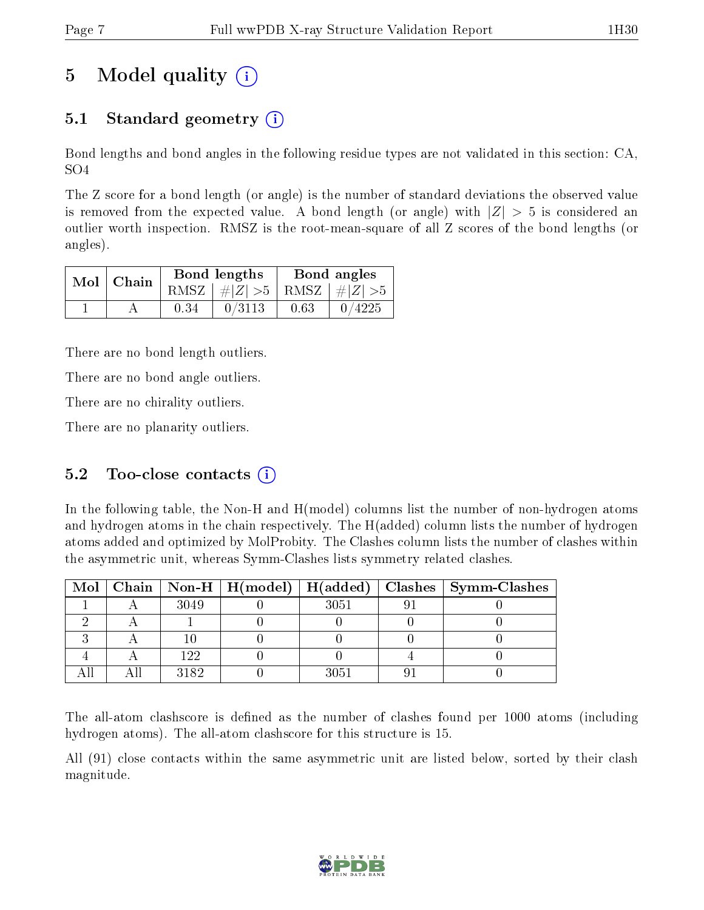# 5 Model quality

## 5.1 Standard geometry

Bond lengths and bond angles in the following residue types are not validated in this section: CA, SO4

The Z score for a bond length (or angle) is the number of standard deviations the observed value is removed from the expected value. A bond length (or angle) with $|Z| > 5$ is considered an outlier worth inspection. RMSZ is the root-mean-square of all Z scores of the bond lengths (or angles).

| Mol | Chain | Bond lengths | | Bond angles | |
|---|---|---|---|---|---|
| | | RMSZ | $\#\|Z\| > 5$ | RMSZ | $\#\|Z\| > 5$ |
| 1 | A | 0.34 | 0/3113 | 0.63 | 0/4225 |

There are no bond length outliers.

There are no bond angle outliers.

There are no chirality outliers.

There are no planarity outliers.

## 5.2 Too-close contacts

In the following table, the Non-H and H(model) columns list the number of non-hydrogen atoms and hydrogen atoms in the chain respectively. The H(added) column lists the number of hydrogen atoms added and optimized by MolProbity. The Clashes column lists the number of clashes within the asymmetric unit, whereas Symm-Clashes lists symmetry related clashes.

| Mol | Chain | Non-H | H(model) | H(added) | Clashes | Symm-Clashes |
|---|---|---|---|---|---|---|
| 1 | A | 3049 | 0 | 3051 | 91 | 0 |
| 2 | A | 1 | 0 | 0 | 0 | 0 |
| 3 | A | 10 | 0 | 0 | 0 | 0 |
| 4 | A | 122 | 0 | 0 | 4 | 0 |
| All | All | 3182 | 0 | 3051 | 91 | 0 |

The all-atom clashscore is defined as the number of clashes found per 1000 atoms (including hydrogen atoms). The all-atom clashscore for this structure is 15.

All (91) close contacts within the same asymmetric unit are listed below, sorted by their clash magnitude.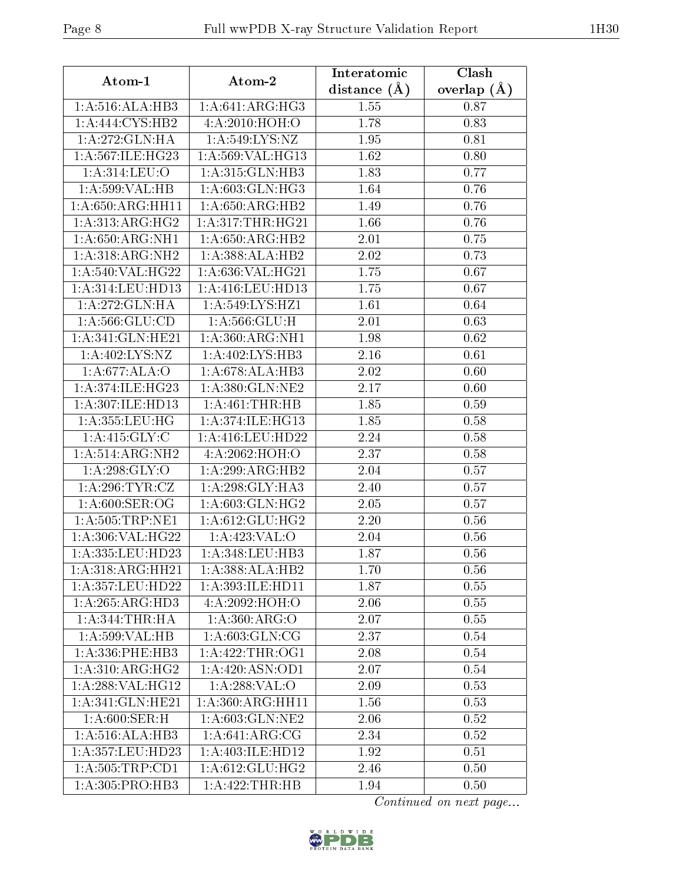| Atom-1 | Atom-2 | Interatomic distance (Å) | Clash overlap (Å) |
|---|---|---|---|
| 1:A:516:ALA:HB3 | 1:A:641:ARG:HG3 | 1.55 | 0.87 |
| 1:A:444:CYS:HB2 | 4:A:2010:HOH:O | 1.78 | 0.83 |
| 1:A:272:GLN:HA | 1:A:549:LYS:NZ | 1.95 | 0.81 |
| 1:A:567:ILE:HG23 | 1:A:569:VAL:HG13 | 1.62 | 0.80 |
| 1:A:314:LEU:O | 1:A:315:GLN:HB3 | 1.83 | 0.77 |
| 1:A:599:VAL:HB | 1:A:603:GLN:HG3 | 1.64 | 0.76 |
| 1:A:650:ARG:HH11 | 1:A:650:ARG:HB2 | 1.49 | 0.76 |
| 1:A:313:ARG:HG2 | 1:A:317:THR:HG21 | 1.66 | 0.76 |
| 1:A:650:ARG:NH1 | 1:A:650:ARG:HB2 | 2.01 | 0.75 |
| 1:A:318:ARG:NH2 | 1:A:388:ALA:HB2 | 2.02 | 0.73 |
| 1:A:540:VAL:HG22 | 1:A:636:VAL:HG21 | 1.75 | 0.67 |
| 1:A:314:LEU:HD13 | 1:A:416:LEU:HD13 | 1.75 | 0.67 |
| 1:A:272:GLN:HA | 1:A:549:LYS:HZ1 | 1.61 | 0.64 |
| 1:A:566:GLU:CD | 1:A:566:GLU:H | 2.01 | 0.63 |
| 1:A:341:GLN:HE21 | 1:A:360:ARG:NH1 | 1.98 | 0.62 |
| 1:A:402:LYS:NZ | 1:A:402:LYS:HB3 | 2.16 | 0.61 |
| 1:A:677:ALA:O | 1:A:678:ALA:HB3 | 2.02 | 0.60 |
| 1:A:374:ILE:HG23 | 1:A:380:GLN:NE2 | 2.17 | 0.60 |
| 1:A:307:ILE:HD13 | 1:A:461:THR:HB | 1.85 | 0.59 |
| 1:A:355:LEU:HG | 1:A:374:ILE:HG13 | 1.85 | 0.58 |
| 1:A:415:GLY:C | 1:A:416:LEU:HD22 | 2.24 | 0.58 |
| 1:A:514:ARG:NH2 | 4:A:2062:HOH:O | 2.37 | 0.58 |
| 1:A:298:GLY:O | 1:A:299:ARG:HB2 | 2.04 | 0.57 |
| 1:A:296:TYR:CZ | 1:A:298:GLY:HA3 | 2.40 | 0.57 |
| 1:A:600:SER:OG | 1:A:603:GLN:HG2 | 2.05 | 0.57 |
| 1:A:505:TRP:NE1 | 1:A:612:GLU:HG2 | 2.20 | 0.56 |
| 1:A:306:VAL:HG22 | 1:A:423:VAL:O | 2.04 | 0.56 |
| 1:A:335:LEU:HD23 | 1:A:348:LEU:HB3 | 1.87 | 0.56 |
| 1:A:318:ARG:HH21 | 1:A:388:ALA:HB2 | 1.70 | 0.56 |
| 1:A:357:LEU:HD22 | 1:A:393:ILE:HD11 | 1.87 | 0.55 |
| 1:A:265:ARG:HD3 | 4:A:2092:HOH:O | 2.06 | 0.55 |
| 1:A:344:THR:HA | 1:A:360:ARG:O | 2.07 | 0.55 |
| 1:A:599:VAL:HB | 1:A:603:GLN:CG | 2.37 | 0.54 |
| 1:A:336:PHE:HB3 | 1:A:422:THR:OG1 | 2.08 | 0.54 |
| 1:A:310:ARG:HG2 | 1:A:420:ASN:OD1 | 2.07 | 0.54 |
| 1:A:288:VAL:HG12 | 1:A:288:VAL:O | 2.09 | 0.53 |
| 1:A:341:GLN:HE21 | 1:A:360:ARG:HH11 | 1.56 | 0.53 |
| 1:A:600:SER:H | 1:A:603:GLN:NE2 | 2.06 | 0.52 |
| 1:A:516:ALA:HB3 | 1:A:641:ARG:CG | 2.34 | 0.52 |
| 1:A:357:LEU:HD23 | 1:A:403:ILE:HD12 | 1.92 | 0.51 |
| 1:A:505:TRP:CD1 | 1:A:612:GLU:HG2 | 2.46 | 0.50 |
| 1:A:305:PRO:HB3 | 1:A:422:THR:HB | 1.94 | 0.50 |

*Continued on next page...*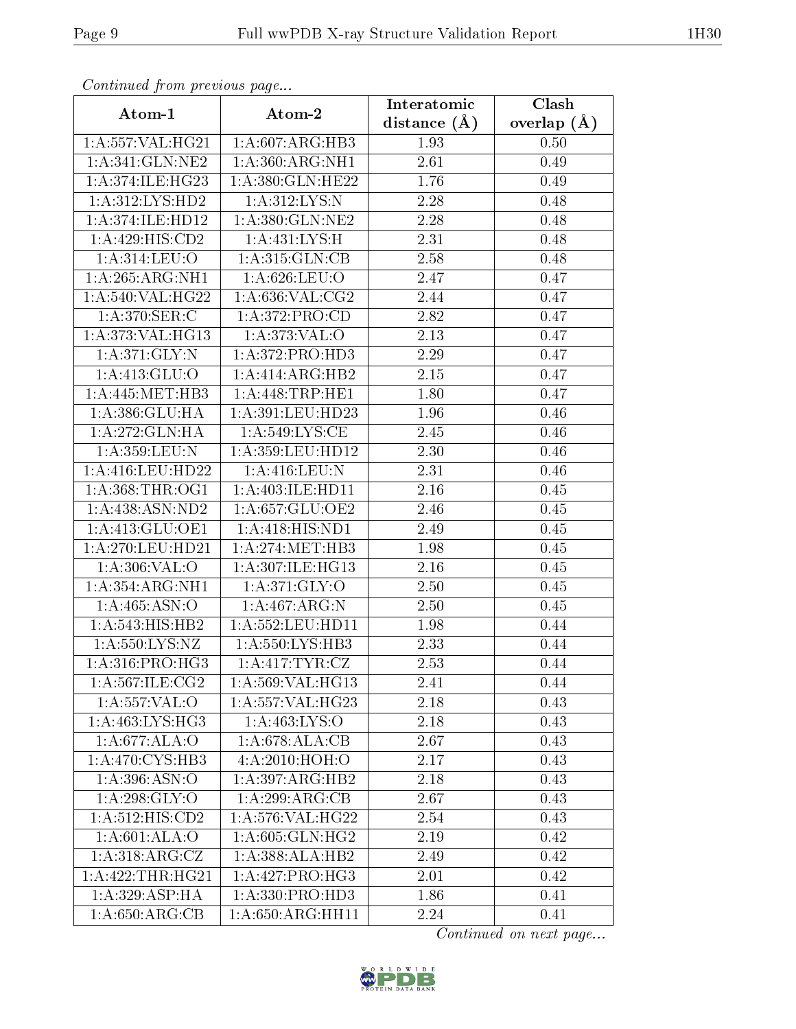*Continued from previous page...*

| Atom-1 | Atom-2 | Interatomic distance (Å) | Clash overlap (Å) |
|---|---|---|---|
| 1:A:557:VAL:HG21 | 1:A:607:ARG:HB3 | 1.93 | 0.50 |
| 1:A:341:GLN:NE2 | 1:A:360:ARG:NH1 | 2.61 | 0.49 |
| 1:A:374:ILE:HG23 | 1:A:380:GLN:HE22 | 1.76 | 0.49 |
| 1:A:312:LYS:HD2 | 1:A:312:LYS:N | 2.28 | 0.48 |
| 1:A:374:ILE:HD12 | 1:A:380:GLN:NE2 | 2.28 | 0.48 |
| 1:A:429:HIS:CD2 | 1:A:431:LYS:H | 2.31 | 0.48 |
| 1:A:314:LEU:O | 1:A:315:GLN:CB | 2.58 | 0.48 |
| 1:A:265:ARG:NH1 | 1:A:626:LEU:O | 2.47 | 0.47 |
| 1:A:540:VAL:HG22 | 1:A:636:VAL:CG2 | 2.44 | 0.47 |
| 1:A:370:SER:C | 1:A:372:PRO:CD | 2.82 | 0.47 |
| 1:A:373:VAL:HG13 | 1:A:373:VAL:O | 2.13 | 0.47 |
| 1:A:371:GLY:N | 1:A:372:PRO:HD3 | 2.29 | 0.47 |
| 1:A:413:GLU:O | 1:A:414:ARG:HB2 | 2.15 | 0.47 |
| 1:A:445:MET:HB3 | 1:A:448:TRP:HE1 | 1.80 | 0.47 |
| 1:A:386:GLU:HA | 1:A:391:LEU:HD23 | 1.96 | 0.46 |
| 1:A:272:GLN:HA | 1:A:549:LYS:CE | 2.45 | 0.46 |
| 1:A:359:LEU:N | 1:A:359:LEU:HD12 | 2.30 | 0.46 |
| 1:A:416:LEU:HD22 | 1:A:416:LEU:N | 2.31 | 0.46 |
| 1:A:368:THR:OG1 | 1:A:403:ILE:HD11 | 2.16 | 0.45 |
| 1:A:438:ASN:ND2 | 1:A:657:GLU:OE2 | 2.46 | 0.45 |
| 1:A:413:GLU:OE1 | 1:A:418:HIS:ND1 | 2.49 | 0.45 |
| 1:A:270:LEU:HD21 | 1:A:274:MET:HB3 | 1.98 | 0.45 |
| 1:A:306:VAL:O | 1:A:307:ILE:HG13 | 2.16 | 0.45 |
| 1:A:354:ARG:NH1 | 1:A:371:GLY:O | 2.50 | 0.45 |
| 1:A:465:ASN:O | 1:A:467:ARG:N | 2.50 | 0.45 |
| 1:A:543:HIS:HB2 | 1:A:552:LEU:HD11 | 1.98 | 0.44 |
| 1:A:550:LYS:NZ | 1:A:550:LYS:HB3 | 2.33 | 0.44 |
| 1:A:316:PRO:HG3 | 1:A:417:TYR:CZ | 2.53 | 0.44 |
| 1:A:567:ILE:CG2 | 1:A:569:VAL:HG13 | 2.41 | 0.44 |
| 1:A:557:VAL:O | 1:A:557:VAL:HG23 | 2.18 | 0.43 |
| 1:A:463:LYS:HG3 | 1:A:463:LYS:O | 2.18 | 0.43 |
| 1:A:677:ALA:O | 1:A:678:ALA:CB | 2.67 | 0.43 |
| 1:A:470:CYS:HB3 | 4:A:2010:HOH:O | 2.17 | 0.43 |
| 1:A:396:ASN:O | 1:A:397:ARG:HB2 | 2.18 | 0.43 |
| 1:A:298:GLY:O | 1:A:299:ARG:CB | 2.67 | 0.43 |
| 1:A:512:HIS:CD2 | 1:A:576:VAL:HG22 | 2.54 | 0.43 |
| 1:A:601:ALA:O | 1:A:605:GLN:HG2 | 2.19 | 0.42 |
| 1:A:318:ARG:CZ | 1:A:388:ALA:HB2 | 2.49 | 0.42 |
| 1:A:422:THR:HG21 | 1:A:427:PRO:HG3 | 2.01 | 0.42 |
| 1:A:329:ASP:HA | 1:A:330:PRO:HD3 | 1.86 | 0.41 |
| 1:A:650:ARG:CB | 1:A:650:ARG:HH11 | 2.24 | 0.41 |

*Continued on next page...*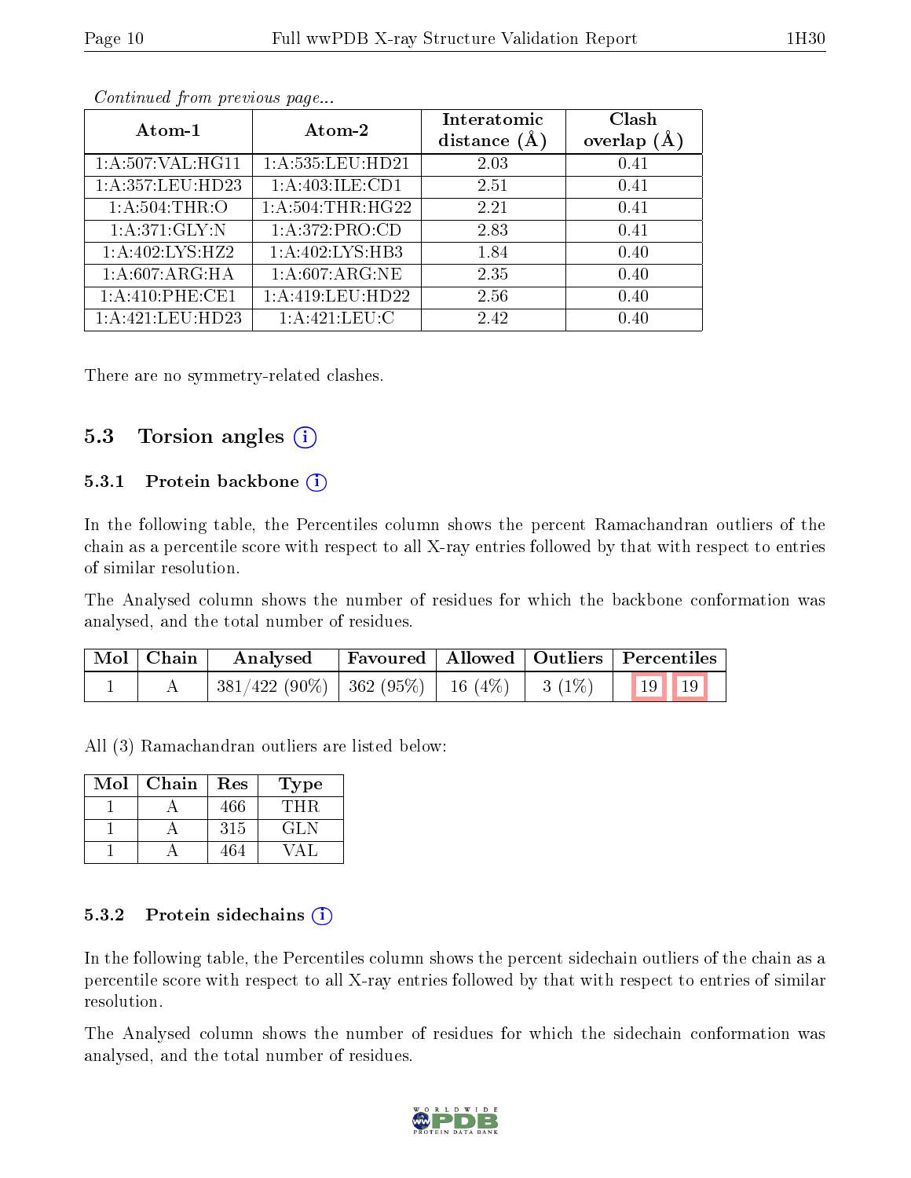*Continued from previous page...*

| Atom-1 | Atom-2 | Interatomic distance (Å) | Clash overlap (Å) |
|---|---|---|---|
| 1:A:507:VAL:HG11 | 1:A:535:LEU:HD21 | 2.03 | 0.41 |
| 1:A:357:LEU:HD23 | 1:A:403:ILE:CD1 | 2.51 | 0.41 |
| 1:A:504:THR:O | 1:A:504:THR:HG22 | 2.21 | 0.41 |
| 1:A:371:GLY:N | 1:A:372:PRO:CD | 2.83 | 0.41 |
| 1:A:402:LYS:HZ2 | 1:A:402:LYS:HB3 | 1.84 | 0.40 |
| 1:A:607:ARG:HA | 1:A:607:ARG:NE | 2.35 | 0.40 |
| 1:A:410:PHE:CE1 | 1:A:419:LEU:HD22 | 2.56 | 0.40 |
| 1:A:421:LEU:HD23 | 1:A:421:LEU:C | 2.42 | 0.40 |

There are no symmetry-related clashes.

## 5.3 Torsion angles

### 5.3.1 Protein backbone

In the following table, the Percentiles column shows the percent Ramachandran outliers of the chain as a percentile score with respect to all X-ray entries followed by that with respect to entries of similar resolution.

The Analysed column shows the number of residues for which the backbone conformation was analysed, and the total number of residues.

| Mol | Chain | Analysed | Favoured | Allowed | Outliers | Percentiles | |
|---|---|---|---|---|---|---|---|
| 1 | A | 381/422 (90%) | 362 (95%) | 16 (4%) | 3 (1%) | 19 | 19 |

All (3) Ramachandran outliers are listed below:

| Mol | Chain | Res | Type |
|---|---|---|---|
| 1 | A | 466 | THR |
| 1 | A | 315 | GLN |
| 1 | A | 464 | VAL |

### 5.3.2 Protein sidechains

In the following table, the Percentiles column shows the percent sidechain outliers of the chain as a percentile score with respect to all X-ray entries followed by that with respect to entries of similar resolution.

The Analysed column shows the number of residues for which the sidechain conformation was analysed, and the total number of residues.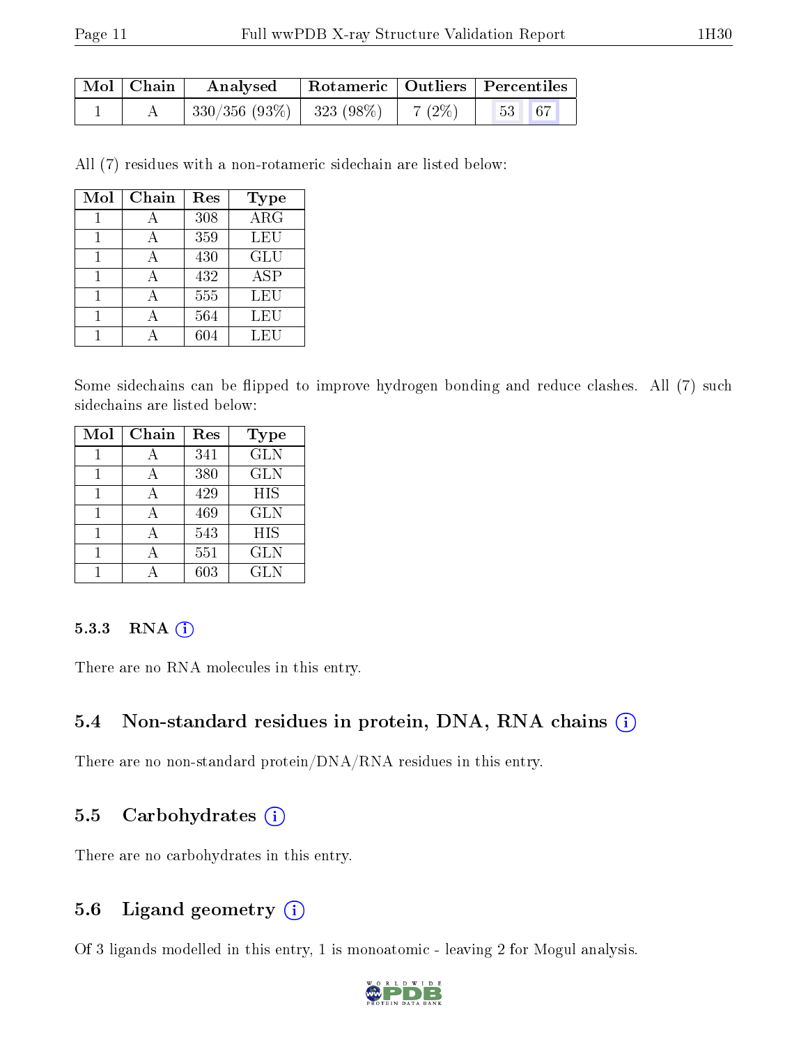| Mol | Chain | Analysed | Rotameric | Outliers | Percentiles | |
|---|---|---|---|---|---|---|
| 1 | A | 330/356 (93%) | 323 (98%) | 7 (2%) | 53 | 67 |

All (7) residues with a non-rotameric sidechain are listed below:

| Mol | Chain | Res | Type |
|---|---|---|---|
| 1 | A | 308 | ARG |
| 1 | A | 359 | LEU |
| 1 | A | 430 | GLU |
| 1 | A | 432 | ASP |
| 1 | A | 555 | LEU |
| 1 | A | 564 | LEU |
| 1 | A | 604 | LEU |

Some sidechains can be flipped to improve hydrogen bonding and reduce clashes. All (7) such sidechains are listed below:

| Mol | Chain | Res | Type |
|---|---|---|---|
| 1 | A | 341 | GLN |
| 1 | A | 380 | GLN |
| 1 | A | 429 | HIS |
| 1 | A | 469 | GLN |
| 1 | A | 543 | HIS |
| 1 | A | 551 | GLN |
| 1 | A | 603 | GLN |

#### 5.3.3 RNA

There are no RNA molecules in this entry.

### 5.4 Non-standard residues in protein, DNA, RNA chains

There are no non-standard protein/DNA/RNA residues in this entry.

### 5.5 Carbohydrates

There are no carbohydrates in this entry.

### 5.6 Ligand geometry

Of 3 ligands modelled in this entry, 1 is monoatomic - leaving 2 for Mogul analysis.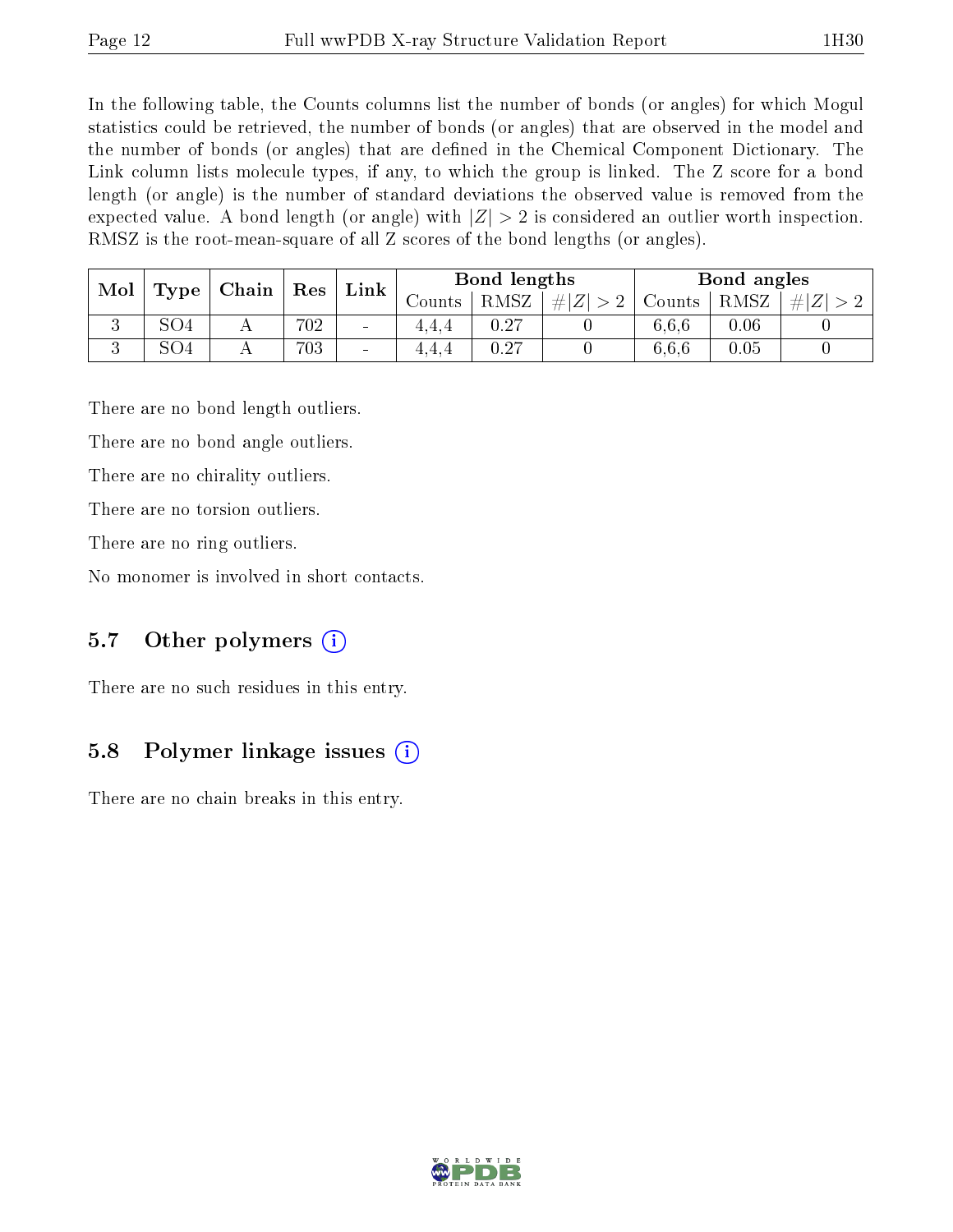In the following table, the Counts columns list the number of bonds (or angles) for which Mogul statistics could be retrieved, the number of bonds (or angles) that are observed in the model and the number of bonds (or angles) that are defined in the Chemical Component Dictionary. The Link column lists molecule types, if any, to which the group is linked. The Z score for a bond length (or angle) is the number of standard deviations the observed value is removed from the expected value. A bond length (or angle) with $|Z| > 2$ is considered an outlier worth inspection. RMSZ is the root-mean-square of all Z scores of the bond lengths (or angles).

| Mol | Type | Chain | Res | Link | Bond lengths | | | Bond angles | | |
|---|---|---|---|---|---|---|---|---|---|---|
| | | | | | Counts | RMSZ | $\#\|Z\| > 2$ | Counts | RMSZ | $\#\|Z\| > 2$ |
| 3 | SO4 | A | 702 | - | 4,4,4 | 0.27 | 0 | 6,6,6 | 0.06 | 0 |
| 3 | SO4 | A | 703 | - | 4,4,4 | 0.27 | 0 | 6,6,6 | 0.05 | 0 |

There are no bond length outliers.

There are no bond angle outliers.

There are no chirality outliers.

There are no torsion outliers.

There are no ring outliers.

No monomer is involved in short contacts.

## 5.7 Other polymers

There are no such residues in this entry.

## 5.8 Polymer linkage issues

There are no chain breaks in this entry.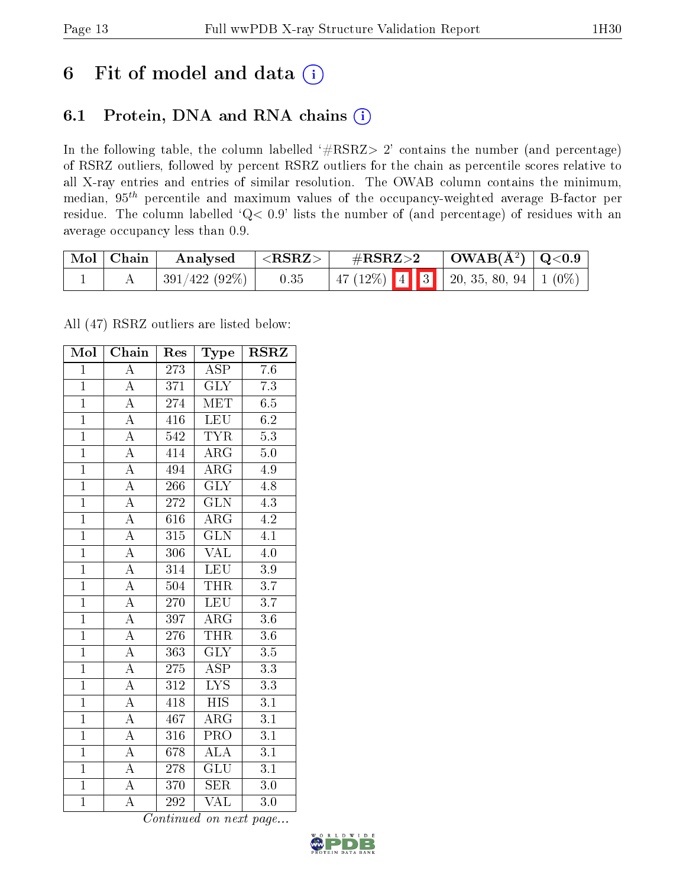# 6 Fit of model and data (i)

## 6.1 Protein, DNA and RNA chains (i)

In the following table, the column labelled '#RSRZ> 2' contains the number (and percentage) of RSRZ outliers, followed by percent RSRZ outliers for the chain as percentile scores relative to all X-ray entries and entries of similar resolution. The OWAB column contains the minimum, median, $95^{th}$ percentile and maximum values of the occupancy-weighted average B-factor per residue. The column labelled 'Q< 0.9' lists the number of (and percentage) of residues with an average occupancy less than 0.9.

| Mol | Chain | Analysed | <RSRZ> | #RSRZ>2 | OWAB(Å$^2$) | Q<0.9 |
|---|---|---|---|---|---|---|
| 1 | A | 391/422 (92%) | 0.35 | 47 (12%) 4 3 | 20, 35, 80, 94 | 1 (0%) |

All (47) RSRZ outliers are listed below:

| Mol | Chain | Res | Type | RSRZ |
|---|---|---|---|---|
| 1 | A | 273 | ASP | 7.6 |
| 1 | A | 371 | GLY | 7.3 |
| 1 | A | 274 | MET | 6.5 |
| 1 | A | 416 | LEU | 6.2 |
| 1 | A | 542 | TYR | 5.3 |
| 1 | A | 414 | ARG | 5.0 |
| 1 | A | 494 | ARG | 4.9 |
| 1 | A | 266 | GLY | 4.8 |
| 1 | A | 272 | GLN | 4.3 |
| 1 | A | 616 | ARG | 4.2 |
| 1 | A | 315 | GLN | 4.1 |
| 1 | A | 306 | VAL | 4.0 |
| 1 | A | 314 | LEU | 3.9 |
| 1 | A | 504 | THR | 3.7 |
| 1 | A | 270 | LEU | 3.7 |
| 1 | A | 397 | ARG | 3.6 |
| 1 | A | 276 | THR | 3.6 |
| 1 | A | 363 | GLY | 3.5 |
| 1 | A | 275 | ASP | 3.3 |
| 1 | A | 312 | LYS | 3.3 |
| 1 | A | 418 | HIS | 3.1 |
| 1 | A | 467 | ARG | 3.1 |
| 1 | A | 316 | PRO | 3.1 |
| 1 | A | 678 | ALA | 3.1 |
| 1 | A | 278 | GLU | 3.1 |
| 1 | A | 370 | SER | 3.0 |
| 1 | A | 292 | VAL | 3.0 |

*Continued on next page...*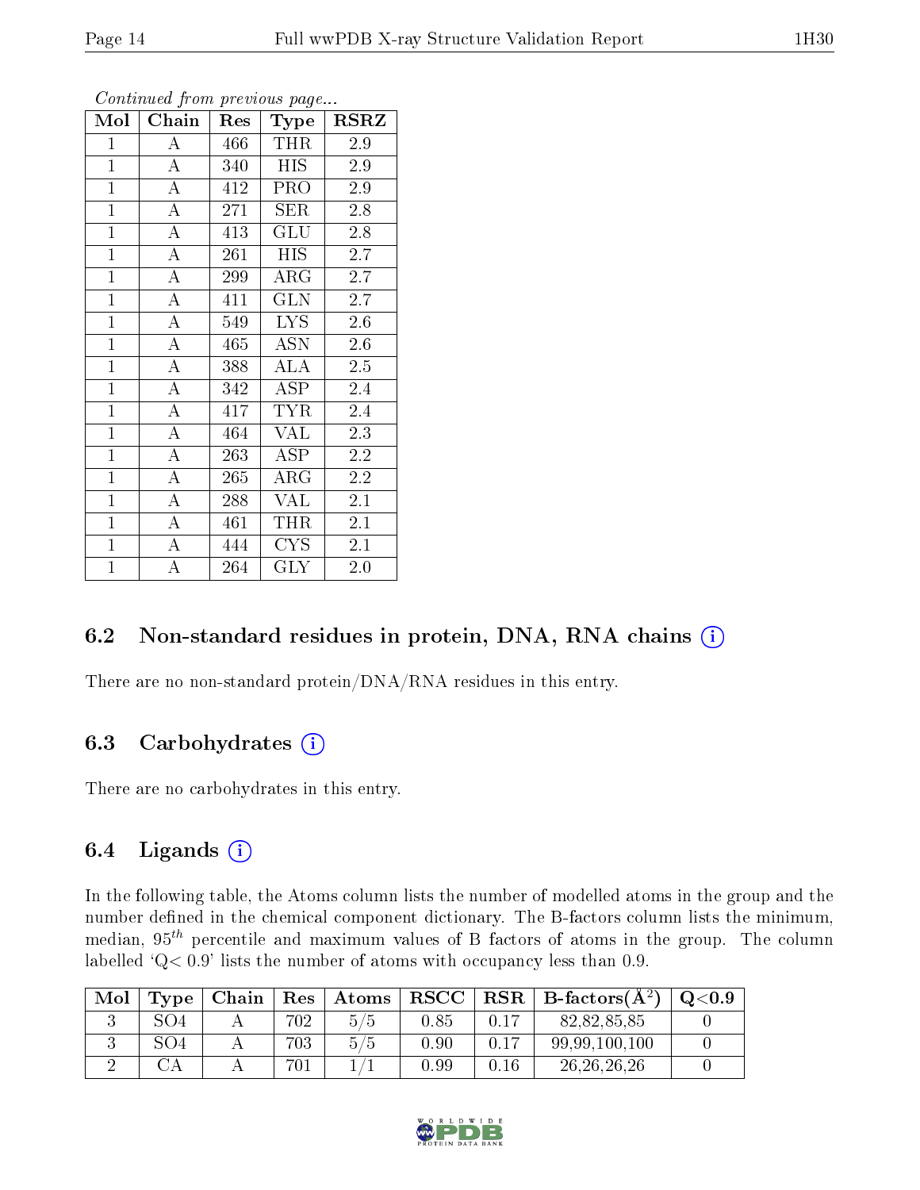*Continued from previous page...*

| Mol | Chain | Res | Type | RSRZ |
|---|---|---|---|---|
| 1 | A | 466 | THR | 2.9 |
| 1 | A | 340 | HIS | 2.9 |
| 1 | A | 412 | PRO | 2.9 |
| 1 | A | 271 | SER | 2.8 |
| 1 | A | 413 | GLU | 2.8 |
| 1 | A | 261 | HIS | 2.7 |
| 1 | A | 299 | ARG | 2.7 |
| 1 | A | 411 | GLN | 2.7 |
| 1 | A | 549 | LYS | 2.6 |
| 1 | A | 465 | ASN | 2.6 |
| 1 | A | 388 | ALA | 2.5 |
| 1 | A | 342 | ASP | 2.4 |
| 1 | A | 417 | TYR | 2.4 |
| 1 | A | 464 | VAL | 2.3 |
| 1 | A | 263 | ASP | 2.2 |
| 1 | A | 265 | ARG | 2.2 |
| 1 | A | 288 | VAL | 2.1 |
| 1 | A | 461 | THR | 2.1 |
| 1 | A | 444 | CYS | 2.1 |
| 1 | A | 264 | GLY | 2.0 |

### 6.2 Non-standard residues in protein, DNA, RNA chains (i)

There are no non-standard protein/DNA/RNA residues in this entry.

### 6.3 Carbohydrates (i)

There are no carbohydrates in this entry.

### 6.4 Ligands (i)

In the following table, the Atoms column lists the number of modelled atoms in the group and the number defined in the chemical component dictionary. The B-factors column lists the minimum, median, $95^{th}$ percentile and maximum values of B factors of atoms in the group. The column labelled 'Q< 0.9' lists the number of atoms with occupancy less than 0.9.

| Mol | Type | Chain | Res | Atoms | RSCC | RSR | B-factors($Å^2$) | Q<0.9 |
|---|---|---|---|---|---|---|---|---|
| 3 | SO4 | A | 702 | 5/5 | 0.85 | 0.17 | 82,82,85,85 | 0 |
| 3 | SO4 | A | 703 | 5/5 | 0.90 | 0.17 | 99,99,100,100 | 0 |
| 2 | CA | A | 701 | 1/1 | 0.99 | 0.16 | 26,26,26,26 | 0 |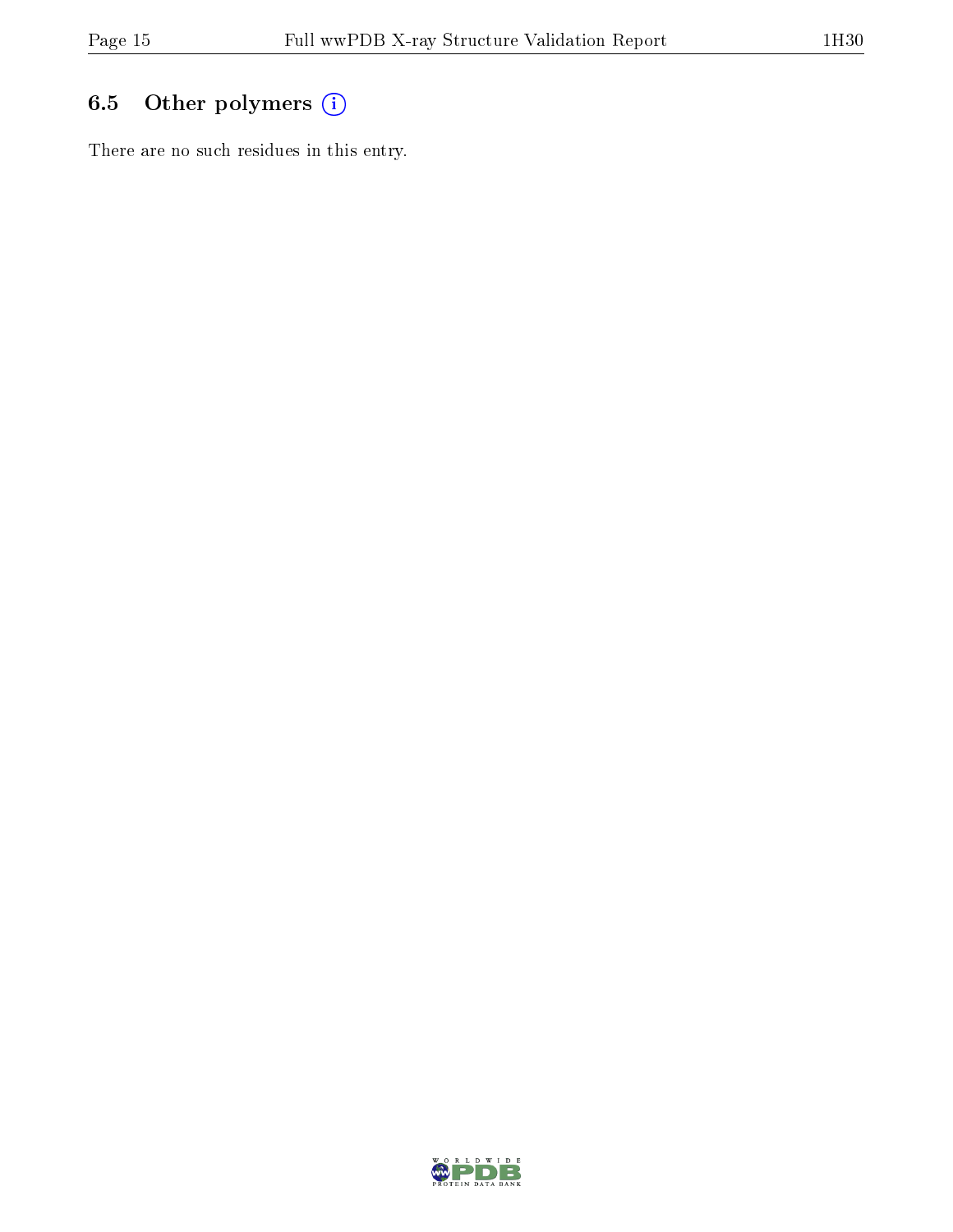## 6.5 Other polymers

There are no such residues in this entry.